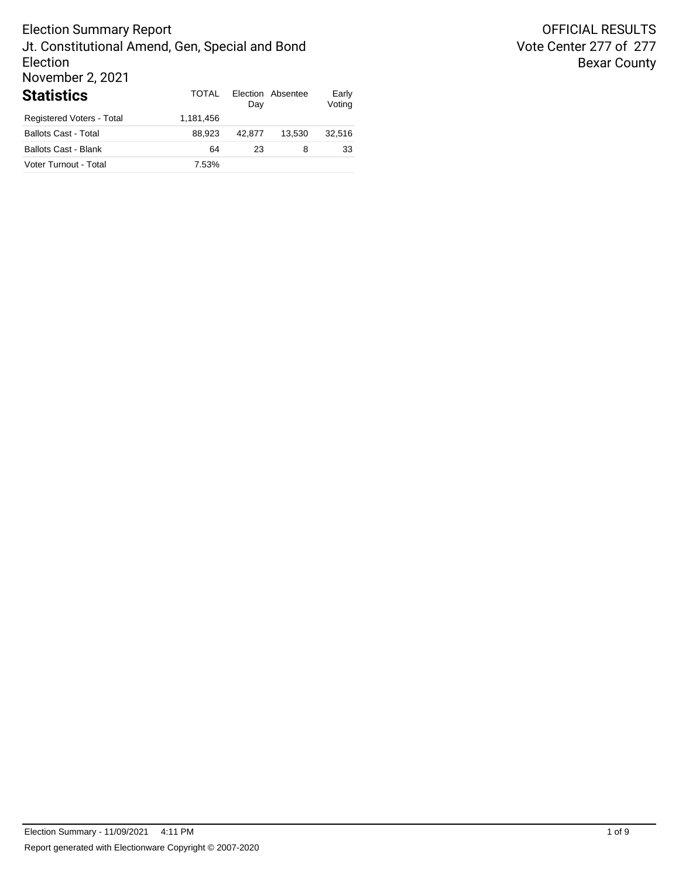# Election Summary Report

Jt. Constitutional Amend, Gen, Special and Bond Election

November 2, 2021

OFFICIAL RESULTS

Vote Center 277 of 277

Bexar County

## Statistics

| | TOTAL | Election Day | Absentee | Early Voting |
|---|---|---|---|---|
| Registered Voters - Total | 1,181,456 | | | |
| Ballots Cast - Total | 88,923 | 42,877 | 13,530 | 32,516 |
| Ballots Cast - Blank | 64 | 23 | 8 | 33 |
| Voter Turnout - Total | 7.53% | | | |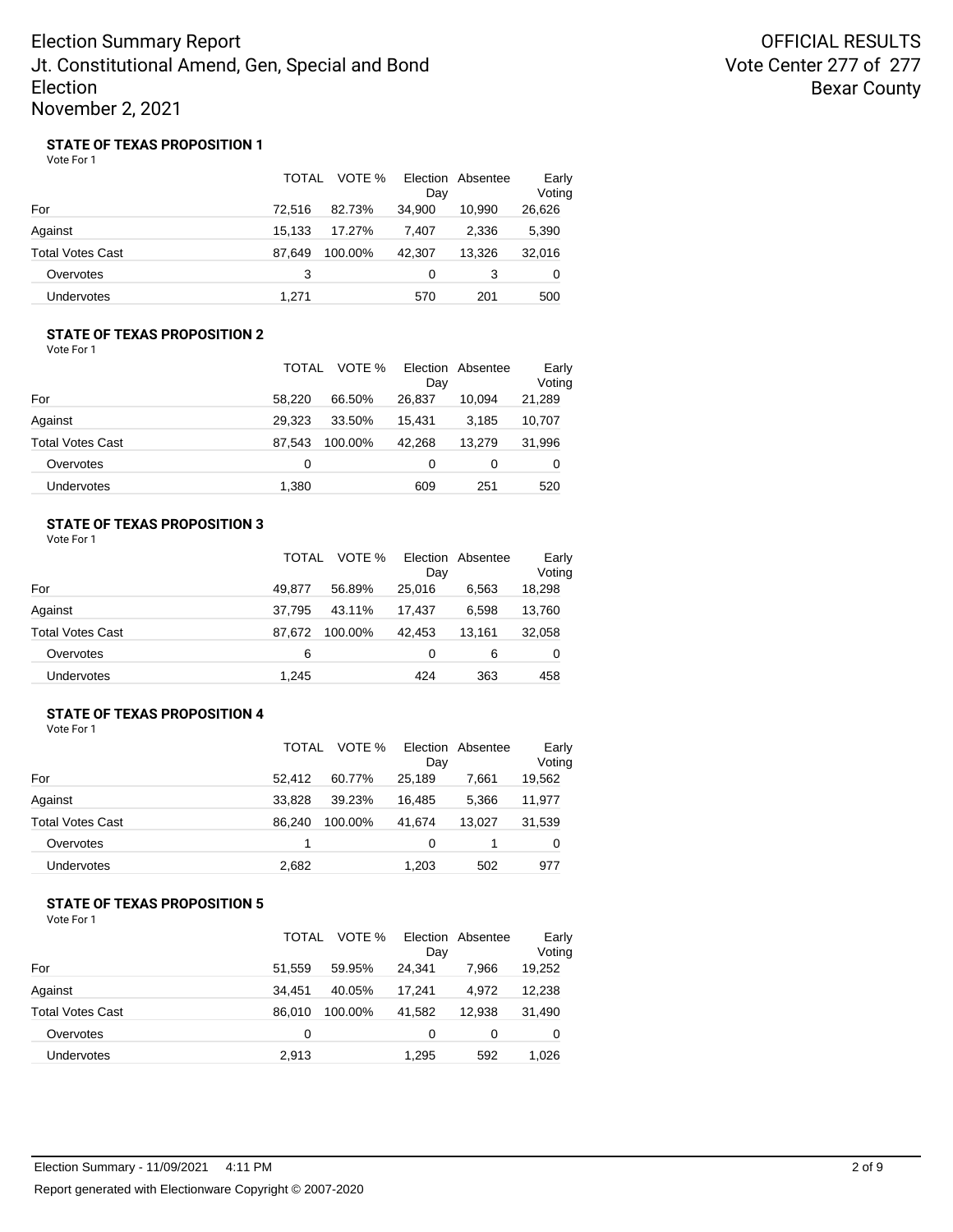Election Summary Report
Jt. Constitutional Amend, Gen, Special and Bond Election
November 2, 2021

OFFICIAL RESULTS
Vote Center 277 of 277
Bexar County

### STATE OF TEXAS PROPOSITION 1

Vote For 1

| | TOTAL | VOTE % | Election Day | Absentee | Early Voting |
|---|---|---|---|---|---|
| For | 72,516 | 82.73% | 34,900 | 10,990 | 26,626 |
| Against | 15,133 | 17.27% | 7,407 | 2,336 | 5,390 |
| Total Votes Cast | 87,649 | 100.00% | 42,307 | 13,326 | 32,016 |
| Overvotes | 3 | | 0 | 3 | 0 |
| Undervotes | 1,271 | | 570 | 201 | 500 |

### STATE OF TEXAS PROPOSITION 2

Vote For 1

| | TOTAL | VOTE % | Election Day | Absentee | Early Voting |
|---|---|---|---|---|---|
| For | 58,220 | 66.50% | 26,837 | 10,094 | 21,289 |
| Against | 29,323 | 33.50% | 15,431 | 3,185 | 10,707 |
| Total Votes Cast | 87,543 | 100.00% | 42,268 | 13,279 | 31,996 |
| Overvotes | 0 | | 0 | 0 | 0 |
| Undervotes | 1,380 | | 609 | 251 | 520 |

### STATE OF TEXAS PROPOSITION 3

Vote For 1

| | TOTAL | VOTE % | Election Day | Absentee | Early Voting |
|---|---|---|---|---|---|
| For | 49,877 | 56.89% | 25,016 | 6,563 | 18,298 |
| Against | 37,795 | 43.11% | 17,437 | 6,598 | 13,760 |
| Total Votes Cast | 87,672 | 100.00% | 42,453 | 13,161 | 32,058 |
| Overvotes | 6 | | 0 | 6 | 0 |
| Undervotes | 1,245 | | 424 | 363 | 458 |

### STATE OF TEXAS PROPOSITION 4

Vote For 1

| | TOTAL | VOTE % | Election Day | Absentee | Early Voting |
|---|---|---|---|---|---|
| For | 52,412 | 60.77% | 25,189 | 7,661 | 19,562 |
| Against | 33,828 | 39.23% | 16,485 | 5,366 | 11,977 |
| Total Votes Cast | 86,240 | 100.00% | 41,674 | 13,027 | 31,539 |
| Overvotes | 1 | | 0 | 1 | 0 |
| Undervotes | 2,682 | | 1,203 | 502 | 977 |

### STATE OF TEXAS PROPOSITION 5

Vote For 1

| | TOTAL | VOTE % | Election Day | Absentee | Early Voting |
|---|---|---|---|---|---|
| For | 51,559 | 59.95% | 24,341 | 7,966 | 19,252 |
| Against | 34,451 | 40.05% | 17,241 | 4,972 | 12,238 |
| Total Votes Cast | 86,010 | 100.00% | 41,582 | 12,938 | 31,490 |
| Overvotes | 0 | | 0 | 0 | 0 |
| Undervotes | 2,913 | | 1,295 | 592 | 1,026 |

Election Summary - 11/09/2021 4:11 PM

Report generated with Electionware Copyright © 2007-2020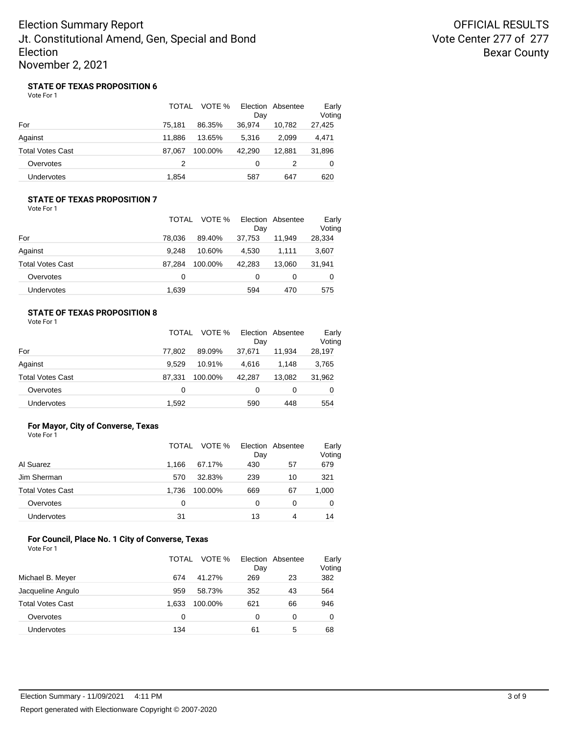# Election Summary Report
## Jt. Constitutional Amend, Gen, Special and Bond Election
## November 2, 2021

**OFFICIAL RESULTS**
**Vote Center 277 of 277**
**Bexar County**

### STATE OF TEXAS PROPOSITION 6

Vote For 1

| | TOTAL | VOTE % | Election Day | Absentee | Early Voting |
|---|---|---|---|---|---|
| For | 75,181 | 86.35% | 36,974 | 10,782 | 27,425 |
| Against | 11,886 | 13.65% | 5,316 | 2,099 | 4,471 |
| Total Votes Cast | 87,067 | 100.00% | 42,290 | 12,881 | 31,896 |
| Overvotes | 2 | | 0 | 2 | 0 |
| Undervotes | 1,854 | | 587 | 647 | 620 |

### STATE OF TEXAS PROPOSITION 7

Vote For 1

| | TOTAL | VOTE % | Election Day | Absentee | Early Voting |
|---|---|---|---|---|---|
| For | 78,036 | 89.40% | 37,753 | 11,949 | 28,334 |
| Against | 9,248 | 10.60% | 4,530 | 1,111 | 3,607 |
| Total Votes Cast | 87,284 | 100.00% | 42,283 | 13,060 | 31,941 |
| Overvotes | 0 | | 0 | 0 | 0 |
| Undervotes | 1,639 | | 594 | 470 | 575 |

### STATE OF TEXAS PROPOSITION 8

Vote For 1

| | TOTAL | VOTE % | Election Day | Absentee | Early Voting |
|---|---|---|---|---|---|
| For | 77,802 | 89.09% | 37,671 | 11,934 | 28,197 |
| Against | 9,529 | 10.91% | 4,616 | 1,148 | 3,765 |
| Total Votes Cast | 87,331 | 100.00% | 42,287 | 13,082 | 31,962 |
| Overvotes | 0 | | 0 | 0 | 0 |
| Undervotes | 1,592 | | 590 | 448 | 554 |

### For Mayor, City of Converse, Texas

Vote For 1

| | TOTAL | VOTE % | Election Day | Absentee | Early Voting |
|---|---|---|---|---|---|
| Al Suarez | 1,166 | 67.17% | 430 | 57 | 679 |
| Jim Sherman | 570 | 32.83% | 239 | 10 | 321 |
| Total Votes Cast | 1,736 | 100.00% | 669 | 67 | 1,000 |
| Overvotes | 0 | | 0 | 0 | 0 |
| Undervotes | 31 | | 13 | 4 | 14 |

### For Council, Place No. 1 City of Converse, Texas

Vote For 1

| | TOTAL | VOTE % | Election Day | Absentee | Early Voting |
|---|---|---|---|---|---|
| Michael B. Meyer | 674 | 41.27% | 269 | 23 | 382 |
| Jacqueline Angulo | 959 | 58.73% | 352 | 43 | 564 |
| Total Votes Cast | 1,633 | 100.00% | 621 | 66 | 946 |
| Overvotes | 0 | | 0 | 0 | 0 |
| Undervotes | 134 | | 61 | 5 | 68 |

Election Summary - 11/09/2021 4:11 PM

Report generated with Electionware Copyright © 2007-2020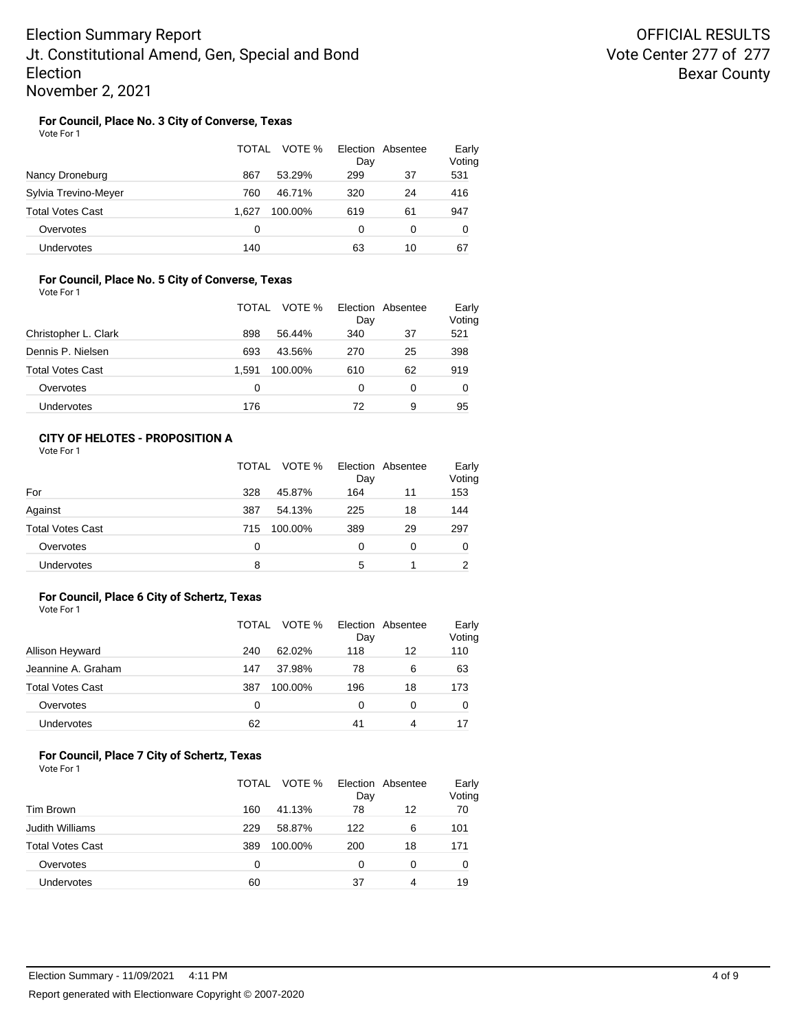### For Council, Place No. 3 City of Converse, Texas

Vote For 1

| | TOTAL | VOTE % | Election Day | Absentee | Early Voting |
|---|---|---|---|---|---|
| Nancy Droneburg | 867 | 53.29% | 299 | 37 | 531 |
| Sylvia Trevino-Meyer | 760 | 46.71% | 320 | 24 | 416 |
| Total Votes Cast | 1,627 | 100.00% | 619 | 61 | 947 |
| Overvotes | 0 | | 0 | 0 | 0 |
| Undervotes | 140 | | 63 | 10 | 67 |

### For Council, Place No. 5 City of Converse, Texas

Vote For 1

| | TOTAL | VOTE % | Election Day | Absentee | Early Voting |
|---|---|---|---|---|---|
| Christopher L. Clark | 898 | 56.44% | 340 | 37 | 521 |
| Dennis P. Nielsen | 693 | 43.56% | 270 | 25 | 398 |
| Total Votes Cast | 1,591 | 100.00% | 610 | 62 | 919 |
| Overvotes | 0 | | 0 | 0 | 0 |
| Undervotes | 176 | | 72 | 9 | 95 |

### CITY OF HELOTES - PROPOSITION A

Vote For 1

| | TOTAL | VOTE % | Election Day | Absentee | Early Voting |
|---|---|---|---|---|---|
| For | 328 | 45.87% | 164 | 11 | 153 |
| Against | 387 | 54.13% | 225 | 18 | 144 |
| Total Votes Cast | 715 | 100.00% | 389 | 29 | 297 |
| Overvotes | 0 | | 0 | 0 | 0 |
| Undervotes | 8 | | 5 | 1 | 2 |

### For Council, Place 6 City of Schertz, Texas

Vote For 1

| | TOTAL | VOTE % | Election Day | Absentee | Early Voting |
|---|---|---|---|---|---|
| Allison Heyward | 240 | 62.02% | 118 | 12 | 110 |
| Jeannine A. Graham | 147 | 37.98% | 78 | 6 | 63 |
| Total Votes Cast | 387 | 100.00% | 196 | 18 | 173 |
| Overvotes | 0 | | 0 | 0 | 0 |
| Undervotes | 62 | | 41 | 4 | 17 |

### For Council, Place 7 City of Schertz, Texas

Vote For 1

| | TOTAL | VOTE % | Election Day | Absentee | Early Voting |
|---|---|---|---|---|---|
| Tim Brown | 160 | 41.13% | 78 | 12 | 70 |
| Judith Williams | 229 | 58.87% | 122 | 6 | 101 |
| Total Votes Cast | 389 | 100.00% | 200 | 18 | 171 |
| Overvotes | 0 | | 0 | 0 | 0 |
| Undervotes | 60 | | 37 | 4 | 19 |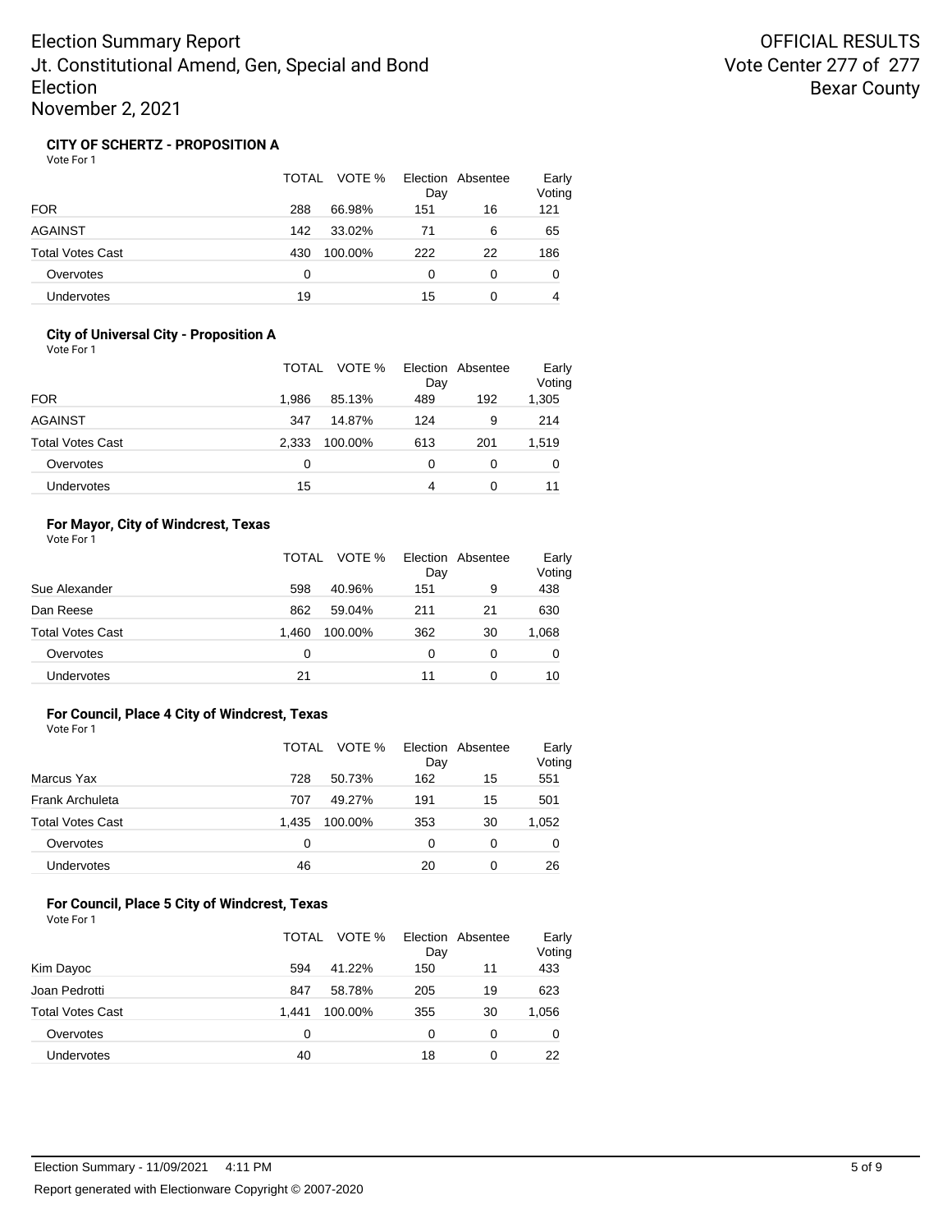# Election Summary Report
# Jt. Constitutional Amend, Gen, Special and Bond Election
# November 2, 2021

OFFICIAL RESULTS
Vote Center 277 of 277
Bexar County

### CITY OF SCHERTZ - PROPOSITION A

Vote For 1

| | TOTAL | VOTE % | Election Day | Absentee | Early Voting |
|---|---|---|---|---|---|
| FOR | 288 | 66.98% | 151 | 16 | 121 |
| AGAINST | 142 | 33.02% | 71 | 6 | 65 |
| Total Votes Cast | 430 | 100.00% | 222 | 22 | 186 |
| Overvotes | 0 | | 0 | 0 | 0 |
| Undervotes | 19 | | 15 | 0 | 4 |

### City of Universal City - Proposition A

Vote For 1

| | TOTAL | VOTE % | Election Day | Absentee | Early Voting |
|---|---|---|---|---|---|
| FOR | 1,986 | 85.13% | 489 | 192 | 1,305 |
| AGAINST | 347 | 14.87% | 124 | 9 | 214 |
| Total Votes Cast | 2,333 | 100.00% | 613 | 201 | 1,519 |
| Overvotes | 0 | | 0 | 0 | 0 |
| Undervotes | 15 | | 4 | 0 | 11 |

### For Mayor, City of Windcrest, Texas

Vote For 1

| | TOTAL | VOTE % | Election Day | Absentee | Early Voting |
|---|---|---|---|---|---|
| Sue Alexander | 598 | 40.96% | 151 | 9 | 438 |
| Dan Reese | 862 | 59.04% | 211 | 21 | 630 |
| Total Votes Cast | 1,460 | 100.00% | 362 | 30 | 1,068 |
| Overvotes | 0 | | 0 | 0 | 0 |
| Undervotes | 21 | | 11 | 0 | 10 |

### For Council, Place 4 City of Windcrest, Texas

Vote For 1

| | TOTAL | VOTE % | Election Day | Absentee | Early Voting |
|---|---|---|---|---|---|
| Marcus Yax | 728 | 50.73% | 162 | 15 | 551 |
| Frank Archuleta | 707 | 49.27% | 191 | 15 | 501 |
| Total Votes Cast | 1,435 | 100.00% | 353 | 30 | 1,052 |
| Overvotes | 0 | | 0 | 0 | 0 |
| Undervotes | 46 | | 20 | 0 | 26 |

### For Council, Place 5 City of Windcrest, Texas

Vote For 1

| | TOTAL | VOTE % | Election Day | Absentee | Early Voting |
|---|---|---|---|---|---|
| Kim Dayoc | 594 | 41.22% | 150 | 11 | 433 |
| Joan Pedrotti | 847 | 58.78% | 205 | 19 | 623 |
| Total Votes Cast | 1,441 | 100.00% | 355 | 30 | 1,056 |
| Overvotes | 0 | | 0 | 0 | 0 |
| Undervotes | 40 | | 18 | 0 | 22 |

Election Summary - 11/09/2021 4:11 PM

Report generated with Electionware Copyright © 2007-2020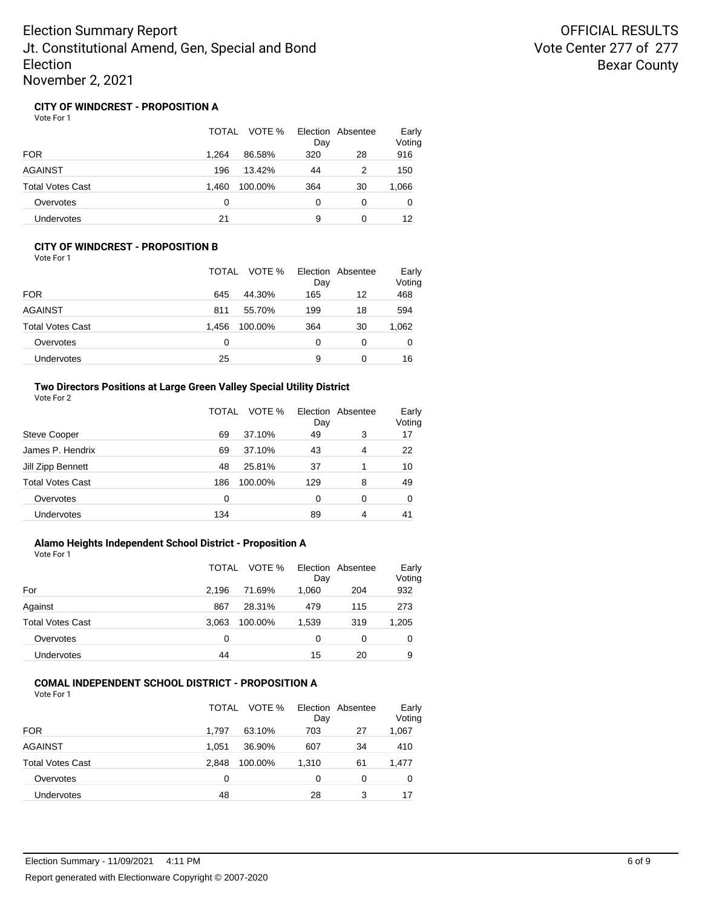# Election Summary Report
# Jt. Constitutional Amend, Gen, Special and Bond Election
# November 2, 2021

**OFFICIAL RESULTS**
**Vote Center 277 of 277**
**Bexar County**

### CITY OF WINDCREST - PROPOSITION A

Vote For 1

| | TOTAL | VOTE % | Election Day | Absentee | Early Voting |
|---|---|---|---|---|---|
| FOR | 1,264 | 86.58% | 320 | 28 | 916 |
| AGAINST | 196 | 13.42% | 44 | 2 | 150 |
| Total Votes Cast | 1,460 | 100.00% | 364 | 30 | 1,066 |
| Overvotes | 0 | | 0 | 0 | 0 |
| Undervotes | 21 | | 9 | 0 | 12 |

### CITY OF WINDCREST - PROPOSITION B

Vote For 1

| | TOTAL | VOTE % | Election Day | Absentee | Early Voting |
|---|---|---|---|---|---|
| FOR | 645 | 44.30% | 165 | 12 | 468 |
| AGAINST | 811 | 55.70% | 199 | 18 | 594 |
| Total Votes Cast | 1,456 | 100.00% | 364 | 30 | 1,062 |
| Overvotes | 0 | | 0 | 0 | 0 |
| Undervotes | 25 | | 9 | 0 | 16 |

### Two Directors Positions at Large Green Valley Special Utility District

Vote For 2

| | TOTAL | VOTE % | Election Day | Absentee | Early Voting |
|---|---|---|---|---|---|
| Steve Cooper | 69 | 37.10% | 49 | 3 | 17 |
| James P. Hendrix | 69 | 37.10% | 43 | 4 | 22 |
| Jill Zipp Bennett | 48 | 25.81% | 37 | 1 | 10 |
| Total Votes Cast | 186 | 100.00% | 129 | 8 | 49 |
| Overvotes | 0 | | 0 | 0 | 0 |
| Undervotes | 134 | | 89 | 4 | 41 |

### Alamo Heights Independent School District - Proposition A

Vote For 1

| | TOTAL | VOTE % | Election Day | Absentee | Early Voting |
|---|---|---|---|---|---|
| For | 2,196 | 71.69% | 1,060 | 204 | 932 |
| Against | 867 | 28.31% | 479 | 115 | 273 |
| Total Votes Cast | 3,063 | 100.00% | 1,539 | 319 | 1,205 |
| Overvotes | 0 | | 0 | 0 | 0 |
| Undervotes | 44 | | 15 | 20 | 9 |

### COMAL INDEPENDENT SCHOOL DISTRICT - PROPOSITION A

Vote For 1

| | TOTAL | VOTE % | Election Day | Absentee | Early Voting |
|---|---|---|---|---|---|
| FOR | 1,797 | 63.10% | 703 | 27 | 1,067 |
| AGAINST | 1,051 | 36.90% | 607 | 34 | 410 |
| Total Votes Cast | 2,848 | 100.00% | 1,310 | 61 | 1,477 |
| Overvotes | 0 | | 0 | 0 | 0 |
| Undervotes | 48 | | 28 | 3 | 17 |

Election Summary - 11/09/2021 4:11 PM

Report generated with Electionware Copyright © 2007-2020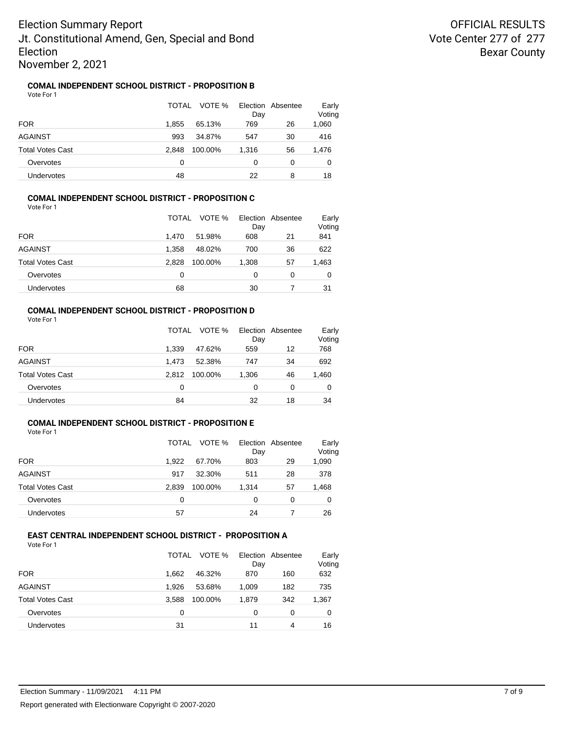# Election Summary Report
## Jt. Constitutional Amend, Gen, Special and Bond Election
## November 2, 2021

**OFFICIAL RESULTS**
**Vote Center 277 of 277**
**Bexar County**

### COMAL INDEPENDENT SCHOOL DISTRICT - PROPOSITION B

Vote For 1

| | TOTAL | VOTE % | Election Day | Absentee | Early Voting |
|---|---|---|---|---|---|
| FOR | 1,855 | 65.13% | 769 | 26 | 1,060 |
| AGAINST | 993 | 34.87% | 547 | 30 | 416 |
| Total Votes Cast | 2,848 | 100.00% | 1,316 | 56 | 1,476 |
| Overvotes | 0 | | 0 | 0 | 0 |
| Undervotes | 48 | | 22 | 8 | 18 |

### COMAL INDEPENDENT SCHOOL DISTRICT - PROPOSITION C

Vote For 1

| | TOTAL | VOTE % | Election Day | Absentee | Early Voting |
|---|---|---|---|---|---|
| FOR | 1,470 | 51.98% | 608 | 21 | 841 |
| AGAINST | 1,358 | 48.02% | 700 | 36 | 622 |
| Total Votes Cast | 2,828 | 100.00% | 1,308 | 57 | 1,463 |
| Overvotes | 0 | | 0 | 0 | 0 |
| Undervotes | 68 | | 30 | 7 | 31 |

### COMAL INDEPENDENT SCHOOL DISTRICT - PROPOSITION D

Vote For 1

| | TOTAL | VOTE % | Election Day | Absentee | Early Voting |
|---|---|---|---|---|---|
| FOR | 1,339 | 47.62% | 559 | 12 | 768 |
| AGAINST | 1,473 | 52.38% | 747 | 34 | 692 |
| Total Votes Cast | 2,812 | 100.00% | 1,306 | 46 | 1,460 |
| Overvotes | 0 | | 0 | 0 | 0 |
| Undervotes | 84 | | 32 | 18 | 34 |

### COMAL INDEPENDENT SCHOOL DISTRICT - PROPOSITION E

Vote For 1

| | TOTAL | VOTE % | Election Day | Absentee | Early Voting |
|---|---|---|---|---|---|
| FOR | 1,922 | 67.70% | 803 | 29 | 1,090 |
| AGAINST | 917 | 32.30% | 511 | 28 | 378 |
| Total Votes Cast | 2,839 | 100.00% | 1,314 | 57 | 1,468 |
| Overvotes | 0 | | 0 | 0 | 0 |
| Undervotes | 57 | | 24 | 7 | 26 |

### EAST CENTRAL INDEPENDENT SCHOOL DISTRICT - PROPOSITION A

Vote For 1

| | TOTAL | VOTE % | Election Day | Absentee | Early Voting |
|---|---|---|---|---|---|
| FOR | 1,662 | 46.32% | 870 | 160 | 632 |
| AGAINST | 1,926 | 53.68% | 1,009 | 182 | 735 |
| Total Votes Cast | 3,588 | 100.00% | 1,879 | 342 | 1,367 |
| Overvotes | 0 | | 0 | 0 | 0 |
| Undervotes | 31 | | 11 | 4 | 16 |

Election Summary - 11/09/2021 4:11 PM

Report generated with Electionware Copyright © 2007-2020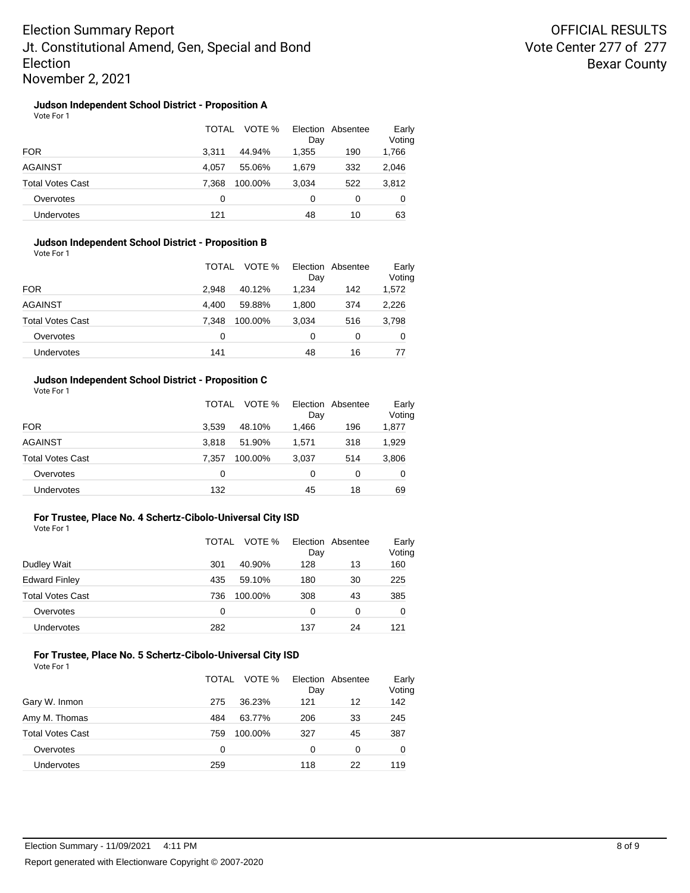# Election Summary Report
## Jt. Constitutional Amend, Gen, Special and Bond Election
## November 2, 2021

**OFFICIAL RESULTS**
**Vote Center 277 of 277**
**Bexar County**

### Judson Independent School District - Proposition A

Vote For 1

| | TOTAL | VOTE % | Election Day | Absentee | Early Voting |
|---|---|---|---|---|---|
| FOR | 3,311 | 44.94% | 1,355 | 190 | 1,766 |
| AGAINST | 4,057 | 55.06% | 1,679 | 332 | 2,046 |
| Total Votes Cast | 7,368 | 100.00% | 3,034 | 522 | 3,812 |
| Overvotes | 0 | | 0 | 0 | 0 |
| Undervotes | 121 | | 48 | 10 | 63 |

### Judson Independent School District - Proposition B

Vote For 1

| | TOTAL | VOTE % | Election Day | Absentee | Early Voting |
|---|---|---|---|---|---|
| FOR | 2,948 | 40.12% | 1,234 | 142 | 1,572 |
| AGAINST | 4,400 | 59.88% | 1,800 | 374 | 2,226 |
| Total Votes Cast | 7,348 | 100.00% | 3,034 | 516 | 3,798 |
| Overvotes | 0 | | 0 | 0 | 0 |
| Undervotes | 141 | | 48 | 16 | 77 |

### Judson Independent School District - Proposition C

Vote For 1

| | TOTAL | VOTE % | Election Day | Absentee | Early Voting |
|---|---|---|---|---|---|
| FOR | 3,539 | 48.10% | 1,466 | 196 | 1,877 |
| AGAINST | 3,818 | 51.90% | 1,571 | 318 | 1,929 |
| Total Votes Cast | 7,357 | 100.00% | 3,037 | 514 | 3,806 |
| Overvotes | 0 | | 0 | 0 | 0 |
| Undervotes | 132 | | 45 | 18 | 69 |

### For Trustee, Place No. 4 Schertz-Cibolo-Universal City ISD

Vote For 1

| | TOTAL | VOTE % | Election Day | Absentee | Early Voting |
|---|---|---|---|---|---|
| Dudley Wait | 301 | 40.90% | 128 | 13 | 160 |
| Edward Finley | 435 | 59.10% | 180 | 30 | 225 |
| Total Votes Cast | 736 | 100.00% | 308 | 43 | 385 |
| Overvotes | 0 | | 0 | 0 | 0 |
| Undervotes | 282 | | 137 | 24 | 121 |

### For Trustee, Place No. 5 Schertz-Cibolo-Universal City ISD

Vote For 1

| | TOTAL | VOTE % | Election Day | Absentee | Early Voting |
|---|---|---|---|---|---|
| Gary W. Inmon | 275 | 36.23% | 121 | 12 | 142 |
| Amy M. Thomas | 484 | 63.77% | 206 | 33 | 245 |
| Total Votes Cast | 759 | 100.00% | 327 | 45 | 387 |
| Overvotes | 0 | | 0 | 0 | 0 |
| Undervotes | 259 | | 118 | 22 | 119 |

Election Summary - 11/09/2021 4:11 PM

Report generated with Electionware Copyright © 2007-2020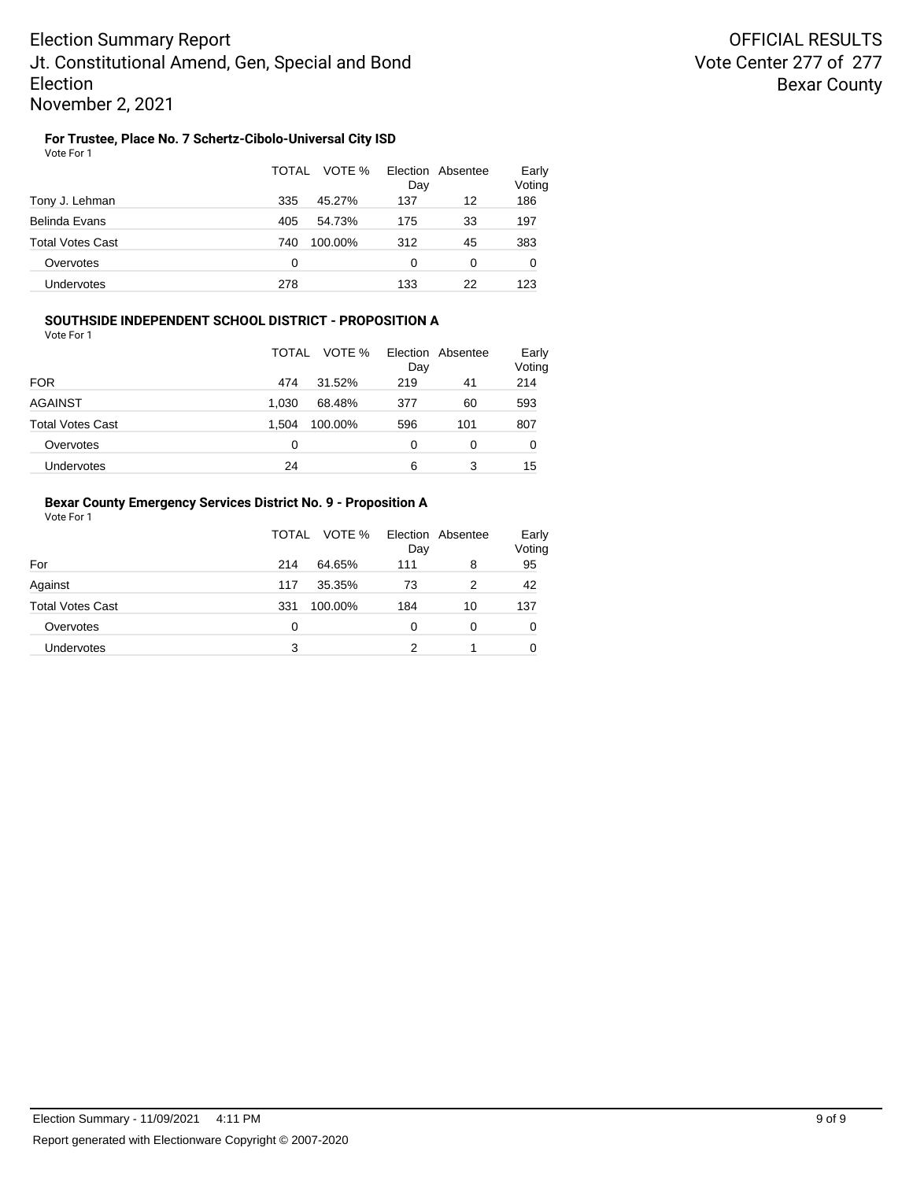Election Summary Report
Jt. Constitutional Amend, Gen, Special and Bond Election
November 2, 2021

OFFICIAL RESULTS
Vote Center 277 of 277
Bexar County

### For Trustee, Place No. 7 Schertz-Cibolo-Universal City ISD

Vote For 1

| | TOTAL | VOTE % | Election Day | Absentee | Early Voting |
|---|---|---|---|---|---|
| Tony J. Lehman | 335 | 45.27% | 137 | 12 | 186 |
| Belinda Evans | 405 | 54.73% | 175 | 33 | 197 |
| Total Votes Cast | 740 | 100.00% | 312 | 45 | 383 |
| Overvotes | 0 | | 0 | 0 | 0 |
| Undervotes | 278 | | 133 | 22 | 123 |

### SOUTHSIDE INDEPENDENT SCHOOL DISTRICT - PROPOSITION A

Vote For 1

| | TOTAL | VOTE % | Election Day | Absentee | Early Voting |
|---|---|---|---|---|---|
| FOR | 474 | 31.52% | 219 | 41 | 214 |
| AGAINST | 1,030 | 68.48% | 377 | 60 | 593 |
| Total Votes Cast | 1,504 | 100.00% | 596 | 101 | 807 |
| Overvotes | 0 | | 0 | 0 | 0 |
| Undervotes | 24 | | 6 | 3 | 15 |

### Bexar County Emergency Services District No. 9 - Proposition A

Vote For 1

| | TOTAL | VOTE % | Election Day | Absentee | Early Voting |
|---|---|---|---|---|---|
| For | 214 | 64.65% | 111 | 8 | 95 |
| Against | 117 | 35.35% | 73 | 2 | 42 |
| Total Votes Cast | 331 | 100.00% | 184 | 10 | 137 |
| Overvotes | 0 | | 0 | 0 | 0 |
| Undervotes | 3 | | 2 | 1 | 0 |

Election Summary - 11/09/2021 4:11 PM

Report generated with Electionware Copyright © 2007-2020